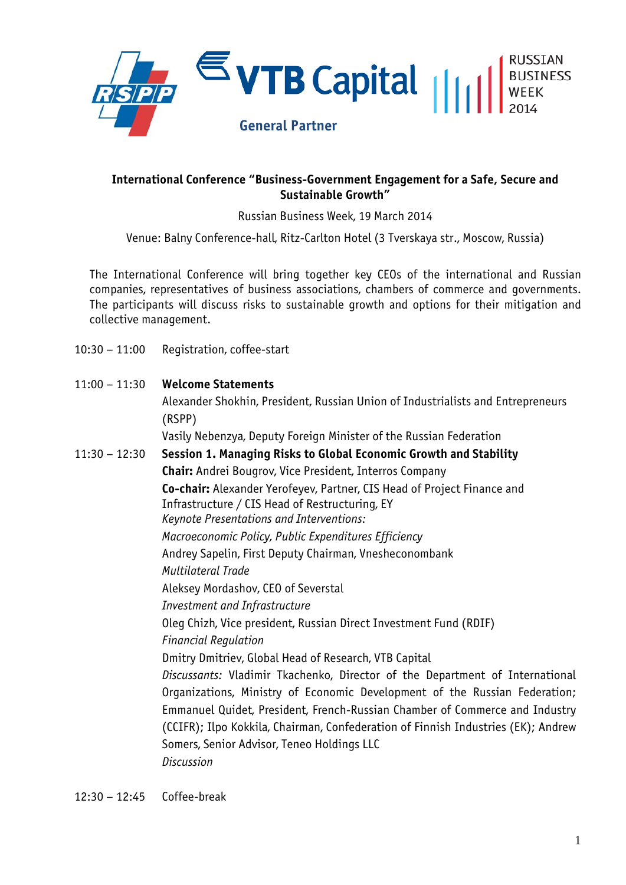RSPP VTB Capital RUSSIAN BUSINESS WEEK 2014

**General Partner**

**International Conference "Business-Government Engagement for a Safe, Secure and Sustainable Growth"**

Russian Business Week, 19 March 2014

Venue: Balny Conference-hall, Ritz-Carlton Hotel (3 Tverskaya str., Moscow, Russia)

The International Conference will bring together key CEOs of the international and Russian companies, representatives of business associations, chambers of commerce and governments. The participants will discuss risks to sustainable growth and options for their mitigation and collective management.

10:30 – 11:00 Registration, coffee-start

11:00 – 11:30 **Welcome Statements**

Alexander Shokhin, President, Russian Union of Industrialists and Entrepreneurs (RSPP)

Vasily Nebenzya, Deputy Foreign Minister of the Russian Federation

11:30 – 12:30 **Session 1. Managing Risks to Global Economic Growth and Stability**

**Chair:** Andrei Bougrov, Vice President, Interros Company

**Co-chair:** Alexander Yerofeyev, Partner, CIS Head of Project Finance and Infrastructure / CIS Head of Restructuring, EY

*Keynote Presentations and Interventions:*

*Macroeconomic Policy, Public Expenditures Efficiency*

Andrey Sapelin, First Deputy Chairman, Vnesheconombank

*Multilateral Trade*

Aleksey Mordashov, CEO of Severstal

*Investment and Infrastructure*

Oleg Chizh, Vice president, Russian Direct Investment Fund (RDIF)

*Financial Regulation*

Dmitry Dmitriev, Global Head of Research, VTB Capital

*Discussants:* Vladimir Tkachenko, Director of the Department of International Organizations, Ministry of Economic Development of the Russian Federation; Emmanuel Quidet, President, French-Russian Chamber of Commerce and Industry (CCIFR); Ilpo Kokkila, Chairman, Confederation of Finnish Industries (EK); Andrew Somers, Senior Advisor, Teneo Holdings LLC

*Discussion*

12:30 – 12:45 Coffee-break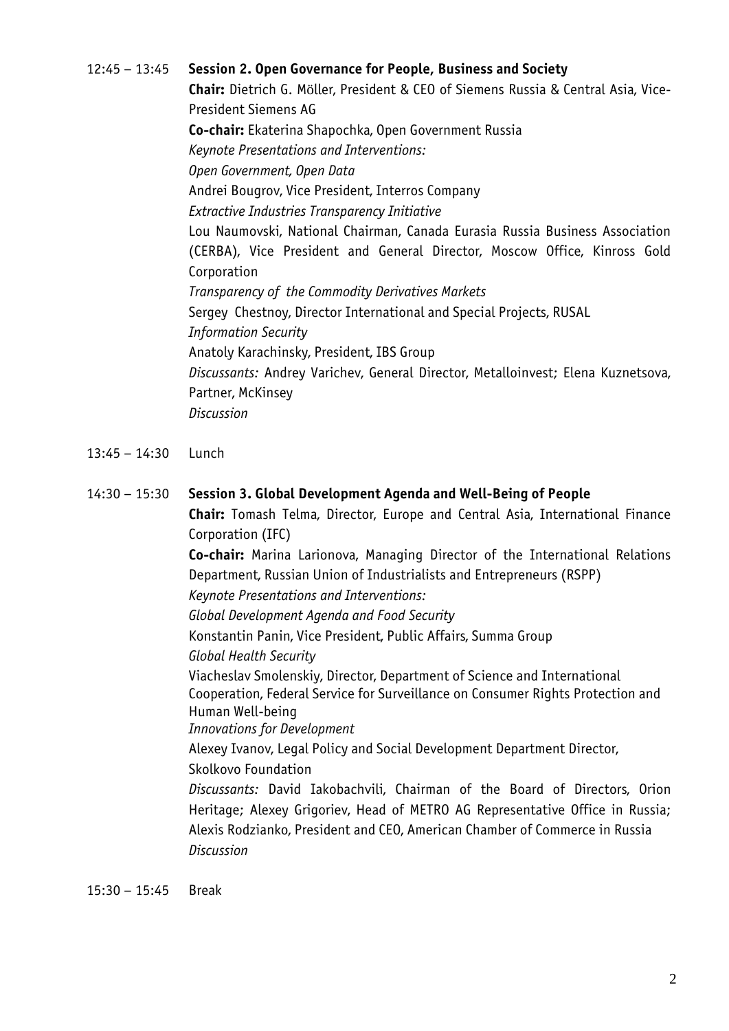12:45 – 13:45 **Session 2. Open Governance for People, Business and Society**

**Chair:** Dietrich G. Möller, President & CEO of Siemens Russia & Central Asia, Vice-President Siemens AG

**Co-chair:** Ekaterina Shapochka, Open Government Russia

*Keynote Presentations and Interventions:*

*Open Government, Open Data*

Andrei Bougrov, Vice President, Interros Company

*Extractive Industries Transparency Initiative*

Lou Naumovski, National Chairman, Canada Eurasia Russia Business Association (CERBA), Vice President and General Director, Moscow Office, Kinross Gold Corporation

*Transparency of the Commodity Derivatives Markets*

Sergey Chestnoy, Director International and Special Projects, RUSAL

*Information Security*

Anatoly Karachinsky, President, IBS Group

*Discussants:* Andrey Varichev, General Director, Metalloinvest; Elena Kuznetsova, Partner, McKinsey

*Discussion*

13:45 – 14:30 Lunch

14:30 – 15:30 **Session 3. Global Development Agenda and Well-Being of People**

**Chair:** Tomash Telma, Director, Europe and Central Asia, International Finance Corporation (IFC)

**Co-chair:** Marina Larionova, Managing Director of the International Relations Department, Russian Union of Industrialists and Entrepreneurs (RSPP)

*Keynote Presentations and Interventions:*

*Global Development Agenda and Food Security*

Konstantin Panin, Vice President, Public Affairs, Summa Group

*Global Health Security*

Viacheslav Smolenskiy, Director, Department of Science and International Cooperation, Federal Service for Surveillance on Consumer Rights Protection and Human Well-being

*Innovations for Development*

Alexey Ivanov, Legal Policy and Social Development Department Director, Skolkovo Foundation

*Discussants:* David Iakobachvili, Chairman of the Board of Directors, Orion Heritage; Alexey Grigoriev, Head of METRO AG Representative Office in Russia; Alexis Rodzianko, President and CEO, American Chamber of Commerce in Russia

*Discussion*

15:30 – 15:45 Break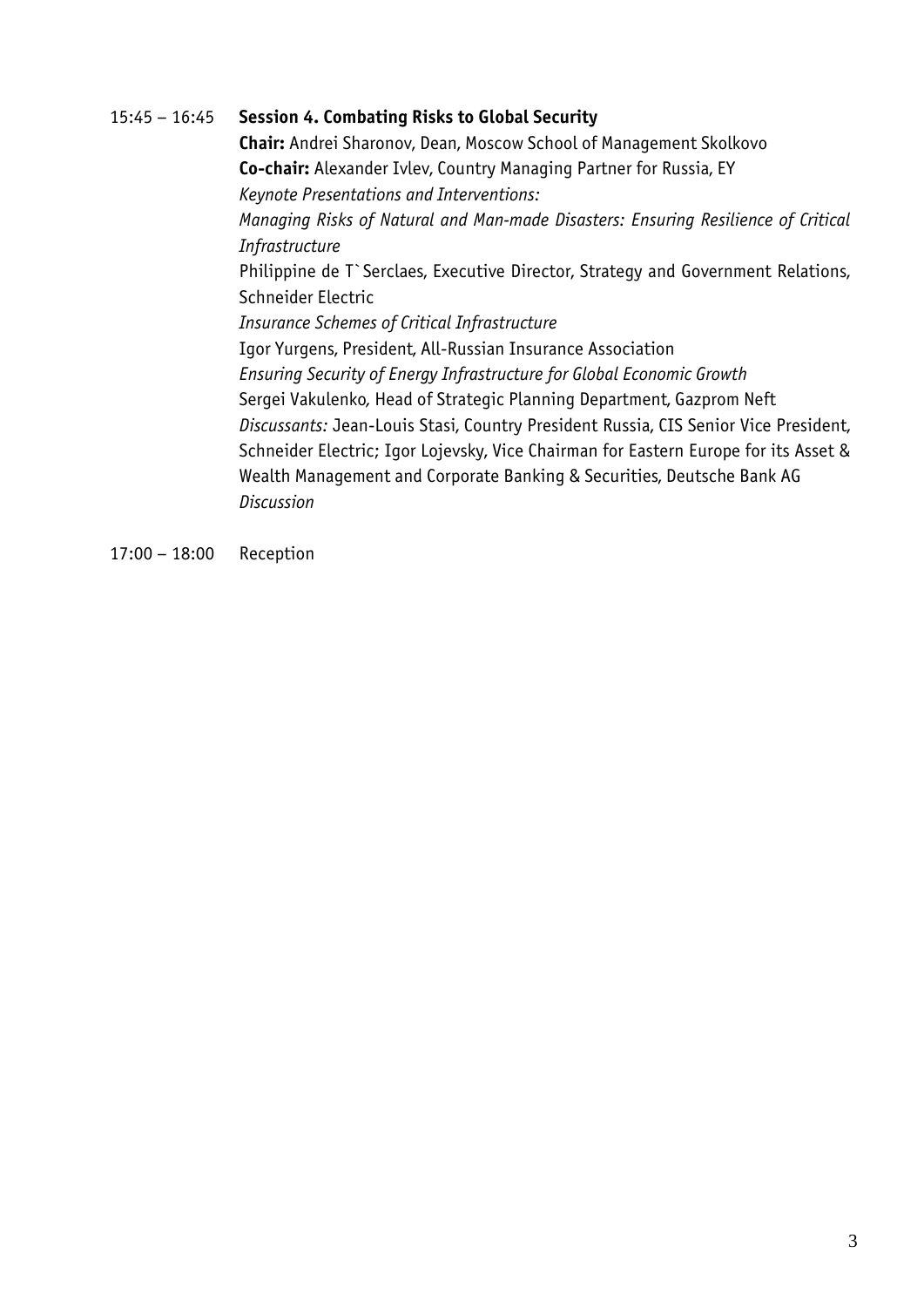15:45 – 16:45 **Session 4. Combating Risks to Global Security**

**Chair:** Andrei Sharonov, Dean, Moscow School of Management Skolkovo

**Co-chair:** Alexander Ivlev, Country Managing Partner for Russia, EY

*Keynote Presentations and Interventions:*

*Managing Risks of Natural and Man-made Disasters: Ensuring Resilience of Critical Infrastructure*

Philippine de T`Serclaes, Executive Director, Strategy and Government Relations, Schneider Electric

*Insurance Schemes of Critical Infrastructure*

Igor Yurgens, President, All-Russian Insurance Association

*Ensuring Security of Energy Infrastructure for Global Economic Growth*

Sergei Vakulenko, Head of Strategic Planning Department, Gazprom Neft

*Discussants:* Jean-Louis Stasi, Country President Russia, CIS Senior Vice President, Schneider Electric; Igor Lojevsky, Vice Chairman for Eastern Europe for its Asset & Wealth Management and Corporate Banking & Securities, Deutsche Bank AG

*Discussion*

17:00 – 18:00 Reception